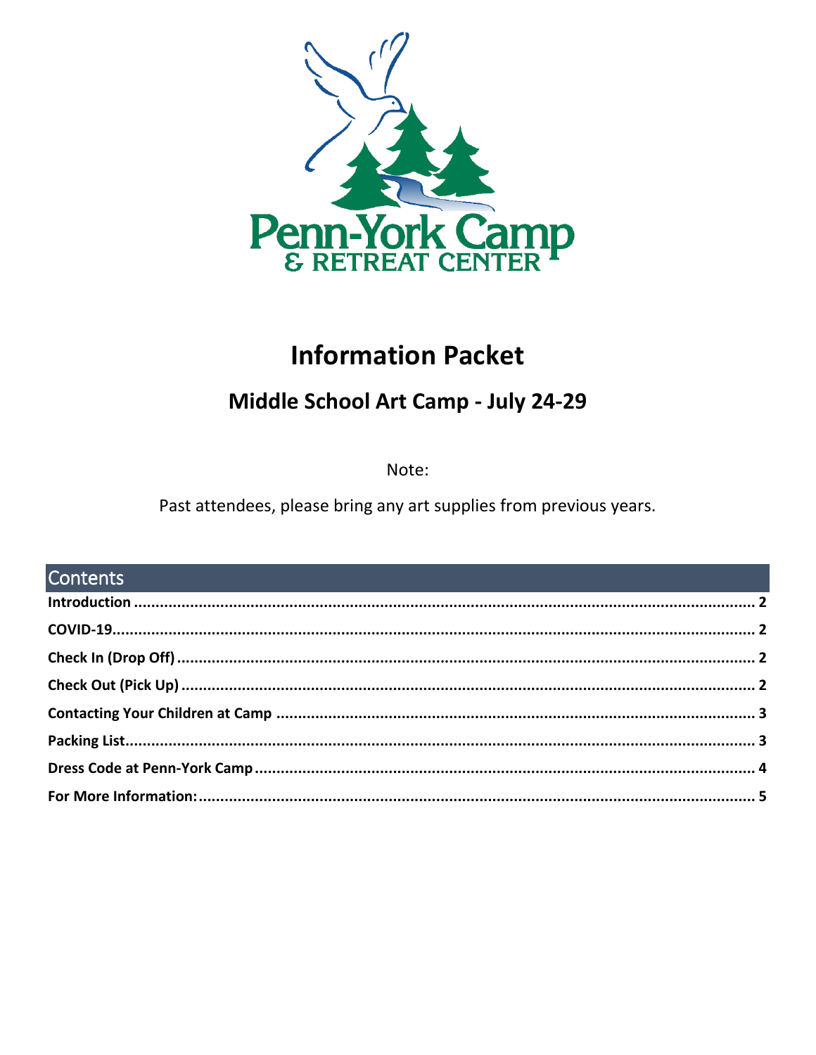Penn-York Camp
& RETREAT CENTER

# Information Packet

## Middle School Art Camp - July 24-29

Note:

Past attendees, please bring any art supplies from previous years.

## Contents

**Introduction** ........................................................................ 2

**COVID-19** ........................................................................ 2

**Check In (Drop Off)** ........................................................................ 2

**Check Out (Pick Up)** ........................................................................ 2

**Contacting Your Children at Camp** ........................................................................ 3

**Packing List** ........................................................................ 3

**Dress Code at Penn-York Camp** ........................................................................ 4

**For More Information:** ........................................................................ 5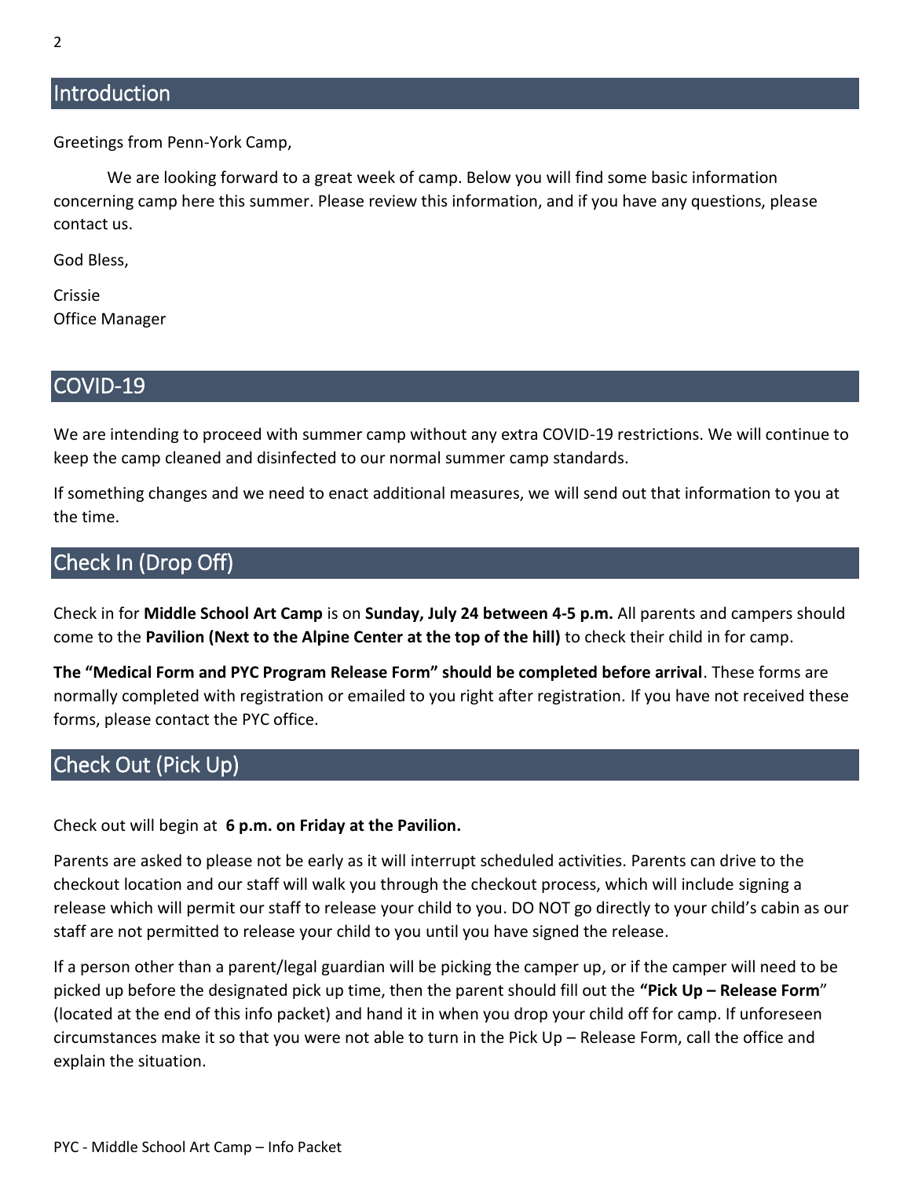## Introduction

Greetings from Penn-York Camp,

We are looking forward to a great week of camp. Below you will find some basic information concerning camp here this summer. Please review this information, and if you have any questions, please contact us.

God Bless,

Crissie
Office Manager

## COVID-19

We are intending to proceed with summer camp without any extra COVID-19 restrictions. We will continue to keep the camp cleaned and disinfected to our normal summer camp standards.

If something changes and we need to enact additional measures, we will send out that information to you at the time.

## Check In (Drop Off)

Check in for **Middle School Art Camp** is on **Sunday, July 24 between 4-5 p.m.** All parents and campers should come to the **Pavilion (Next to the Alpine Center at the top of the hill)** to check their child in for camp.

**The "Medical Form and PYC Program Release Form" should be completed before arrival**. These forms are normally completed with registration or emailed to you right after registration. If you have not received these forms, please contact the PYC office.

## Check Out (Pick Up)

Check out will begin at **6 p.m. on Friday at the Pavilion.**

Parents are asked to please not be early as it will interrupt scheduled activities. Parents can drive to the checkout location and our staff will walk you through the checkout process, which will include signing a release which will permit our staff to release your child to you. DO NOT go directly to your child's cabin as our staff are not permitted to release your child to you until you have signed the release.

If a person other than a parent/legal guardian will be picking the camper up, or if the camper will need to be picked up before the designated pick up time, then the parent should fill out the **"Pick Up – Release Form"** (located at the end of this info packet) and hand it in when you drop your child off for camp. If unforeseen circumstances make it so that you were not able to turn in the Pick Up – Release Form, call the office and explain the situation.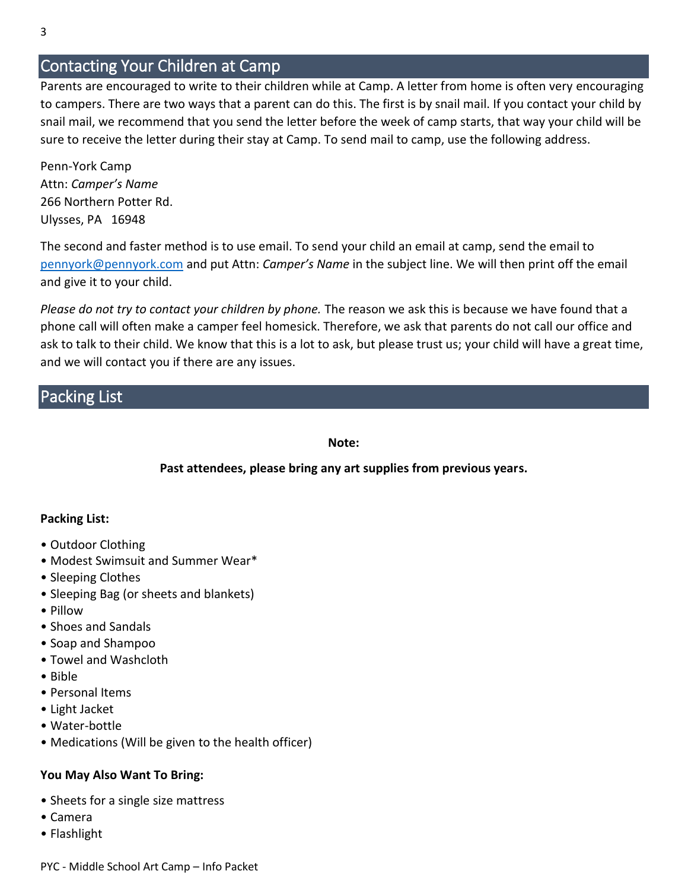## Contacting Your Children at Camp

Parents are encouraged to write to their children while at Camp. A letter from home is often very encouraging to campers. There are two ways that a parent can do this. The first is by snail mail. If you contact your child by snail mail, we recommend that you send the letter before the week of camp starts, that way your child will be sure to receive the letter during their stay at Camp. To send mail to camp, use the following address.

Penn-York Camp
Attn: *Camper's Name*
266 Northern Potter Rd.
Ulysses, PA 16948

The second and faster method is to use email. To send your child an email at camp, send the email to pennyork@pennyork.com and put Attn: *Camper's Name* in the subject line. We will then print off the email and give it to your child.

*Please do not try to contact your children by phone.* The reason we ask this is because we have found that a phone call will often make a camper feel homesick. Therefore, we ask that parents do not call our office and ask to talk to their child. We know that this is a lot to ask, but please trust us; your child will have a great time, and we will contact you if there are any issues.

## Packing List

**Note:**

**Past attendees, please bring any art supplies from previous years.**

**Packing List:**

- Outdoor Clothing
- Modest Swimsuit and Summer Wear*
- Sleeping Clothes
- Sleeping Bag (or sheets and blankets)
- Pillow
- Shoes and Sandals
- Soap and Shampoo
- Towel and Washcloth
- Bible
- Personal Items
- Light Jacket
- Water-bottle
- Medications (Will be given to the health officer)

**You May Also Want To Bring:**

- Sheets for a single size mattress
- Camera
- Flashlight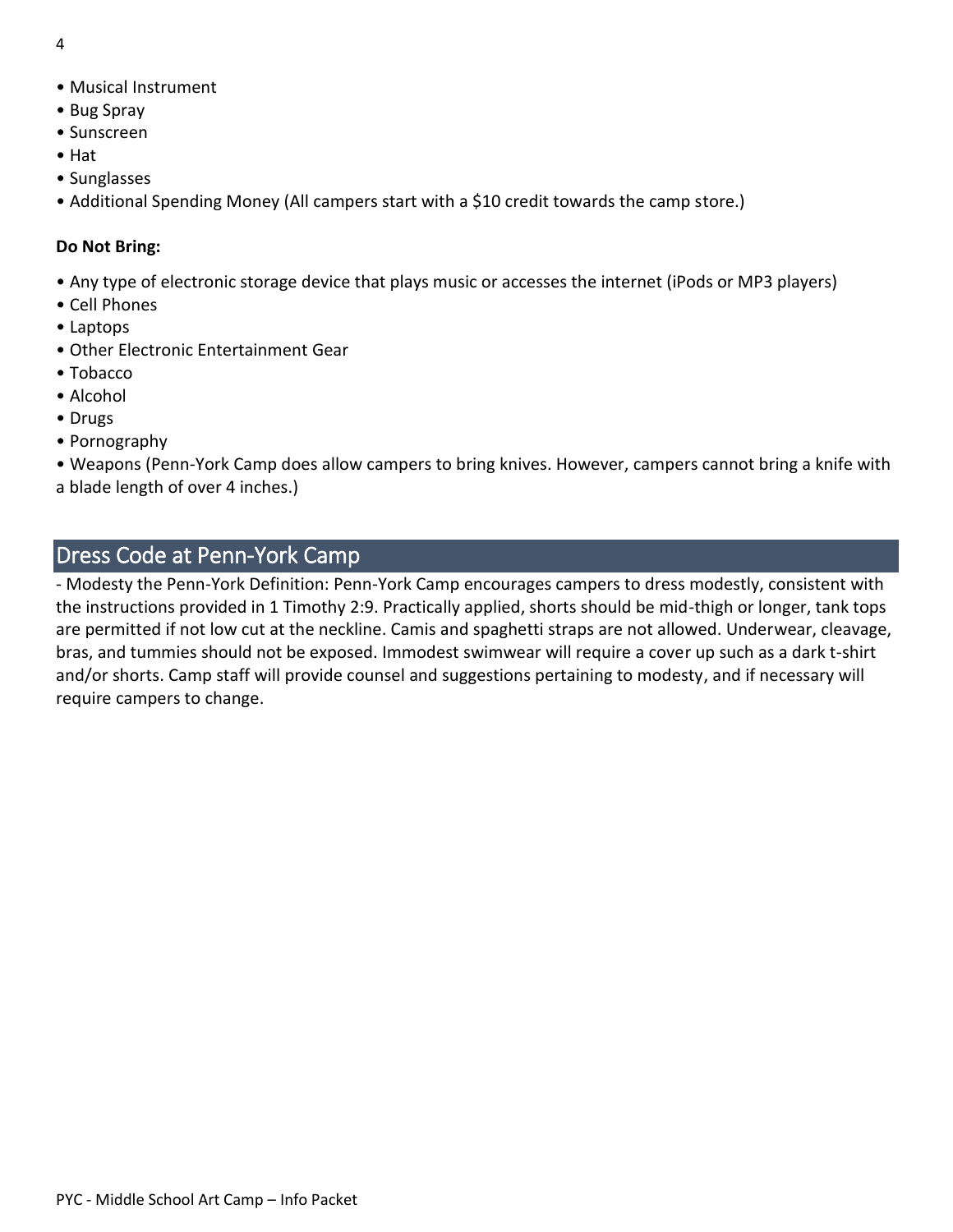- Musical Instrument
- Bug Spray
- Sunscreen
- Hat
- Sunglasses
- Additional Spending Money (All campers start with a $10 credit towards the camp store.)

**Do Not Bring:**

- Any type of electronic storage device that plays music or accesses the internet (iPods or MP3 players)
- Cell Phones
- Laptops
- Other Electronic Entertainment Gear
- Tobacco
- Alcohol
- Drugs
- Pornography
- Weapons (Penn-York Camp does allow campers to bring knives. However, campers cannot bring a knife with a blade length of over 4 inches.)

## Dress Code at Penn-York Camp

- Modesty the Penn-York Definition: Penn-York Camp encourages campers to dress modestly, consistent with the instructions provided in 1 Timothy 2:9. Practically applied, shorts should be mid-thigh or longer, tank tops are permitted if not low cut at the neckline. Camis and spaghetti straps are not allowed. Underwear, cleavage, bras, and tummies should not be exposed. Immodest swimwear will require a cover up such as a dark t-shirt and/or shorts. Camp staff will provide counsel and suggestions pertaining to modesty, and if necessary will require campers to change.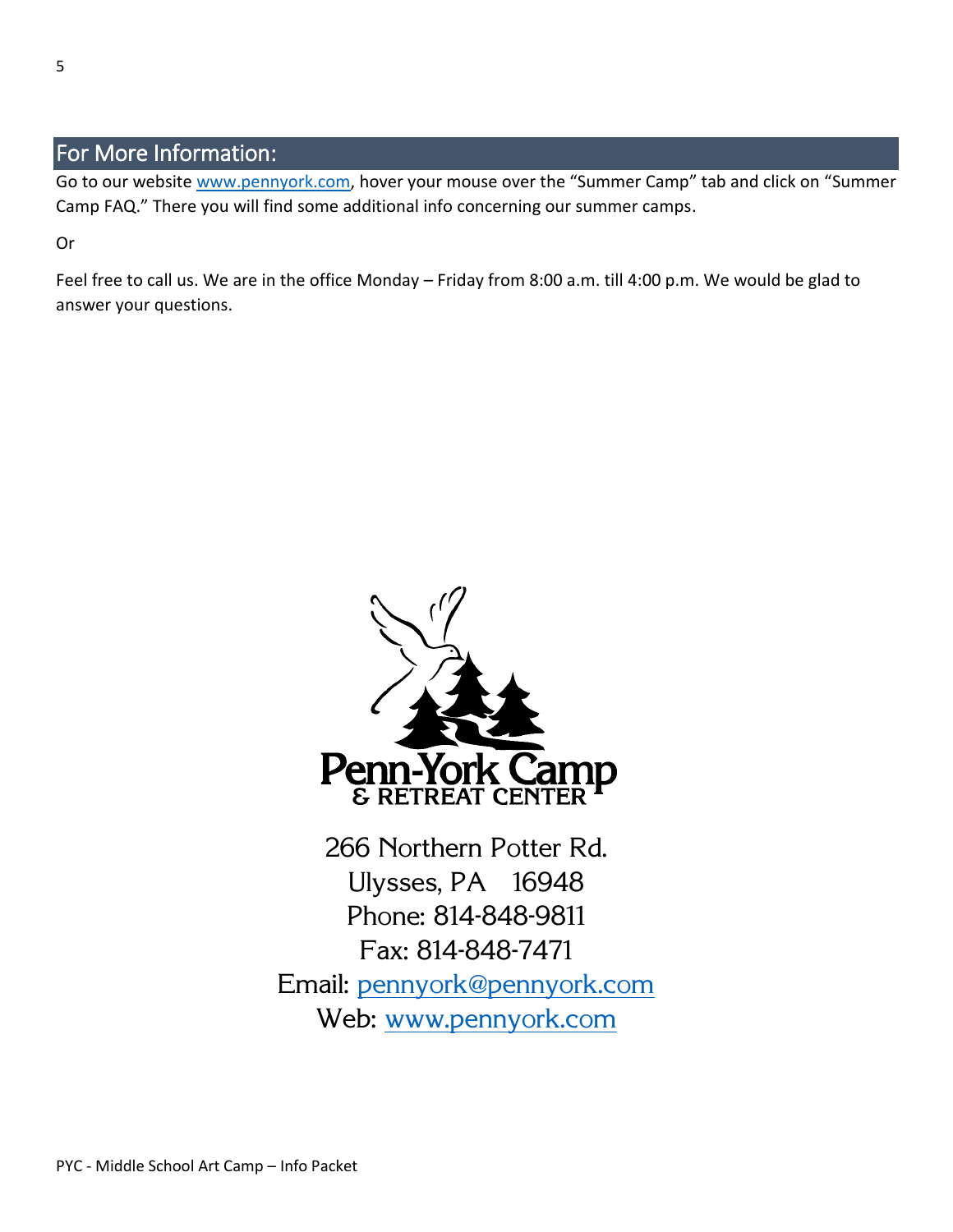## For More Information:

Go to our website [www.pennyork.com](http://www.pennyork.com), hover your mouse over the "Summer Camp" tab and click on "Summer Camp FAQ." There you will find some additional info concerning our summer camps.

Or

Feel free to call us. We are in the office Monday – Friday from 8:00 a.m. till 4:00 p.m. We would be glad to answer your questions.

Penn-York Camp & Retreat Center

266 Northern Potter Rd.
Ulysses, PA 16948
Phone: 814-848-9811
Fax: 814-848-7471
Email: [pennyork@pennyork.com](mailto:pennyork@pennyork.com)
Web: [www.pennyork.com](http://www.pennyork.com)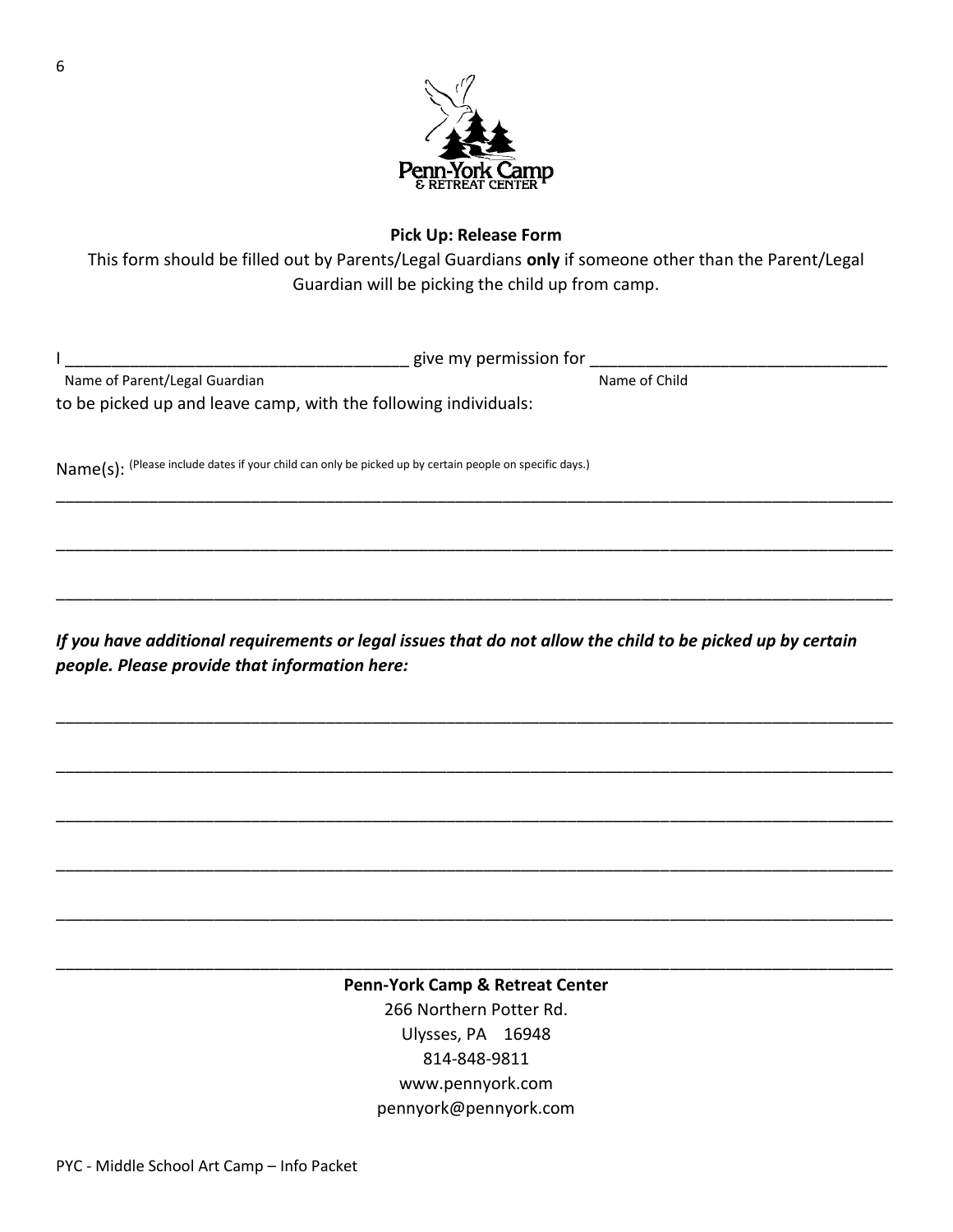Penn-York Camp
& RETREAT CENTER

**Pick Up: Release Form**

This form should be filled out by Parents/Legal Guardians **only** if someone other than the Parent/Legal Guardian will be picking the child up from camp.

I ____________________________________ give my permission for _______________________________

Name of Parent/Legal Guardian Name of Child

to be picked up and leave camp, with the following individuals:

Name(s): (Please include dates if your child can only be picked up by certain people on specific days.)

_____________________________________________________________________________________

_____________________________________________________________________________________

_____________________________________________________________________________________

***If you have additional requirements or legal issues that do not allow the child to be picked up by certain people. Please provide that information here:***

_____________________________________________________________________________________

_____________________________________________________________________________________

_____________________________________________________________________________________

_____________________________________________________________________________________

_____________________________________________________________________________________

_____________________________________________________________________________________

**Penn-York Camp & Retreat Center**
266 Northern Potter Rd.
Ulysses, PA 16948
814-848-9811
www.pennyork.com
pennyork@pennyork.com